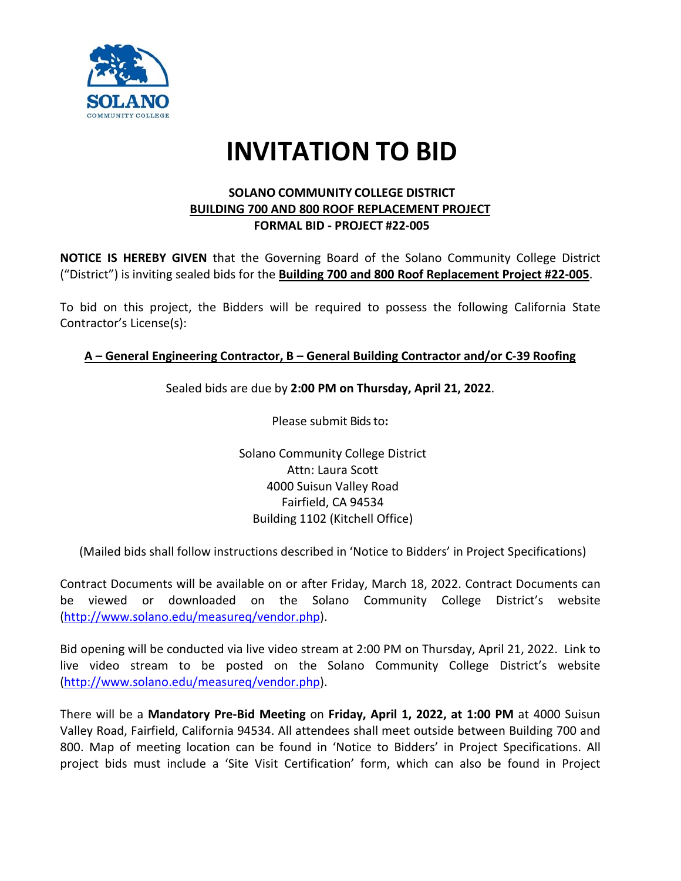# INVITATION TO BID

**SOLANO COMMUNITY COLLEGE DISTRICT**
**BUILDING 700 AND 800 ROOF REPLACEMENT PROJECT**
**FORMAL BID - PROJECT #22-005**

**NOTICE IS HEREBY GIVEN** that the Governing Board of the Solano Community College District ("District") is inviting sealed bids for the **Building 700 and 800 Roof Replacement Project #22-005**.

To bid on this project, the Bidders will be required to possess the following California State Contractor's License(s):

**A – General Engineering Contractor, B – General Building Contractor and/or C-39 Roofing**

Sealed bids are due by **2:00 PM on Thursday, April 21, 2022**.

Please submit Bids to**:**

Solano Community College District
Attn: Laura Scott
4000 Suisun Valley Road
Fairfield, CA 94534
Building 1102 (Kitchell Office)

(Mailed bids shall follow instructions described in 'Notice to Bidders' in Project Specifications)

Contract Documents will be available on or after Friday, March 18, 2022. Contract Documents can be viewed or downloaded on the Solano Community College District's website (http://www.solano.edu/measureq/vendor.php).

Bid opening will be conducted via live video stream at 2:00 PM on Thursday, April 21, 2022. Link to live video stream to be posted on the Solano Community College District's website (http://www.solano.edu/measureq/vendor.php).

There will be a **Mandatory Pre-Bid Meeting** on **Friday, April 1, 2022, at 1:00 PM** at 4000 Suisun Valley Road, Fairfield, California 94534. All attendees shall meet outside between Building 700 and 800. Map of meeting location can be found in 'Notice to Bidders' in Project Specifications. All project bids must include a 'Site Visit Certification' form, which can also be found in Project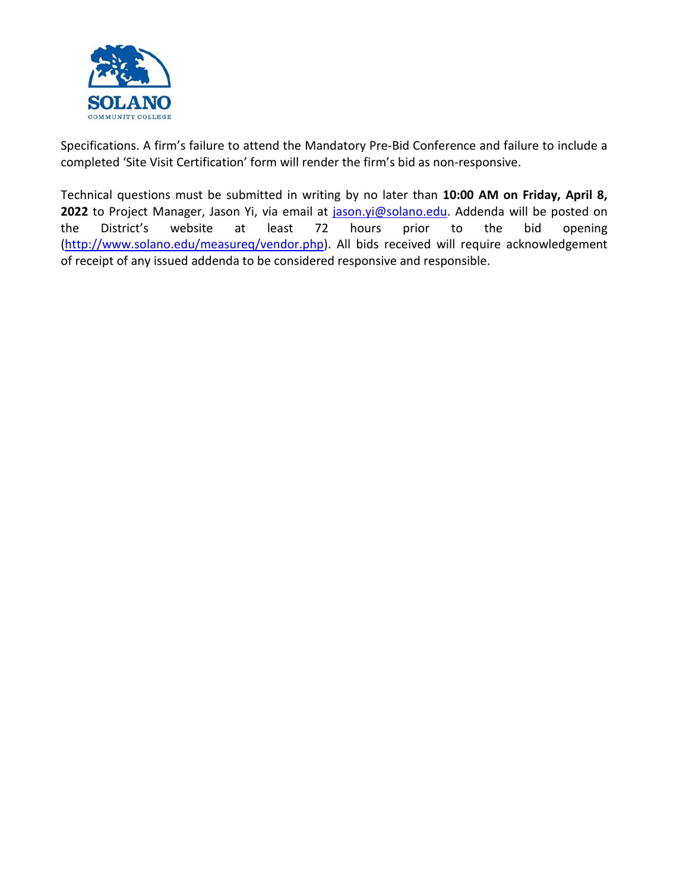Specifications. A firm's failure to attend the Mandatory Pre-Bid Conference and failure to include a completed 'Site Visit Certification' form will render the firm's bid as non-responsive.

Technical questions must be submitted in writing by no later than **10:00 AM on Friday, April 8, 2022** to Project Manager, Jason Yi, via email at [jason.yi@solano.edu](mailto:jason.yi@solano.edu). Addenda will be posted on the District's website at least 72 hours prior to the bid opening ([http://www.solano.edu/measureq/vendor.php](http://www.solano.edu/measureq/vendor.php)). All bids received will require acknowledgement of receipt of any issued addenda to be considered responsive and responsible.